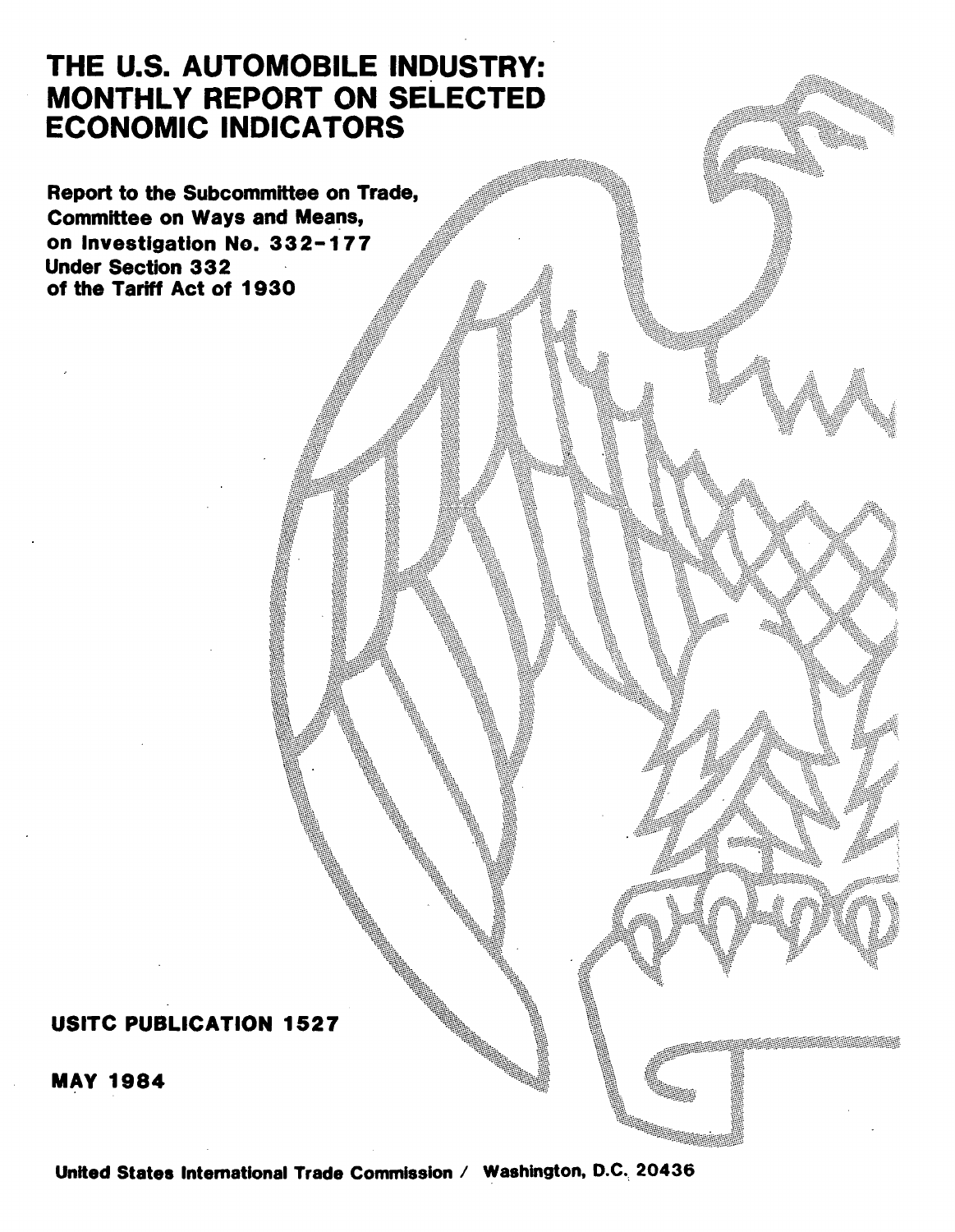# THE U.S. AUTOMOBILE INDUSTRY: MONTHLY REPORT ON SELECTED ECONOMIC INDICATORS

**Report to the Subcommittee on Trade, Committee on Ways and Means, on Investigation No. 332-177 Under Section 332 of the Tariff Act of 1930**

**USITC PUBLICATION 1527**

**MAY 1984**

**United States International Trade Commission / Washington, D.C. 20436**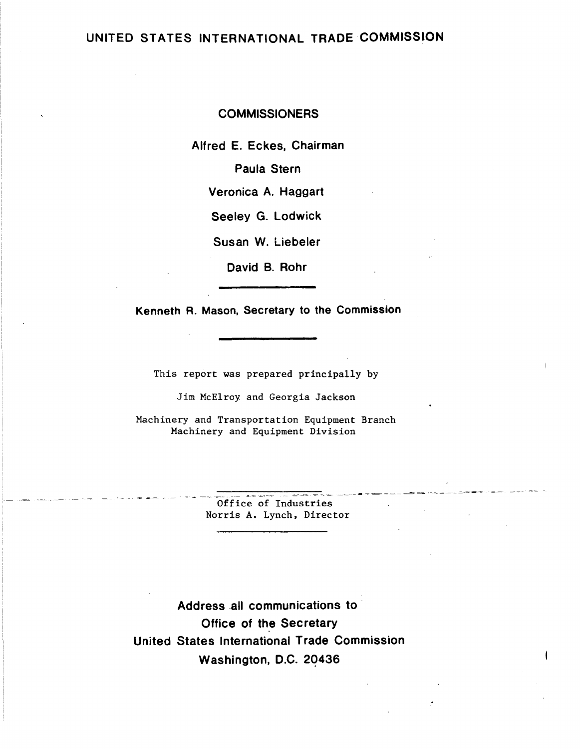# UNITED STATES INTERNATIONAL TRADE COMMISSION

## COMMISSIONERS

**Alfred E. Eckes, Chairman**

**Paula Stern**

**Veronica A. Haggart**

**Seeley G. Lodwick**

**Susan W. Liebeler**

**David B. Rohr**

---

**Kenneth R. Mason, Secretary to the Commission**

---

This report was prepared principally by

Jim McElroy and Georgia Jackson

Machinery and Transportation Equipment Branch
Machinery and Equipment Division

---

Office of Industries
Norris A. Lynch, Director

---

**Address all communications to**
**Office of the Secretary**
**United States International Trade Commission**
**Washington, D.C. 20436**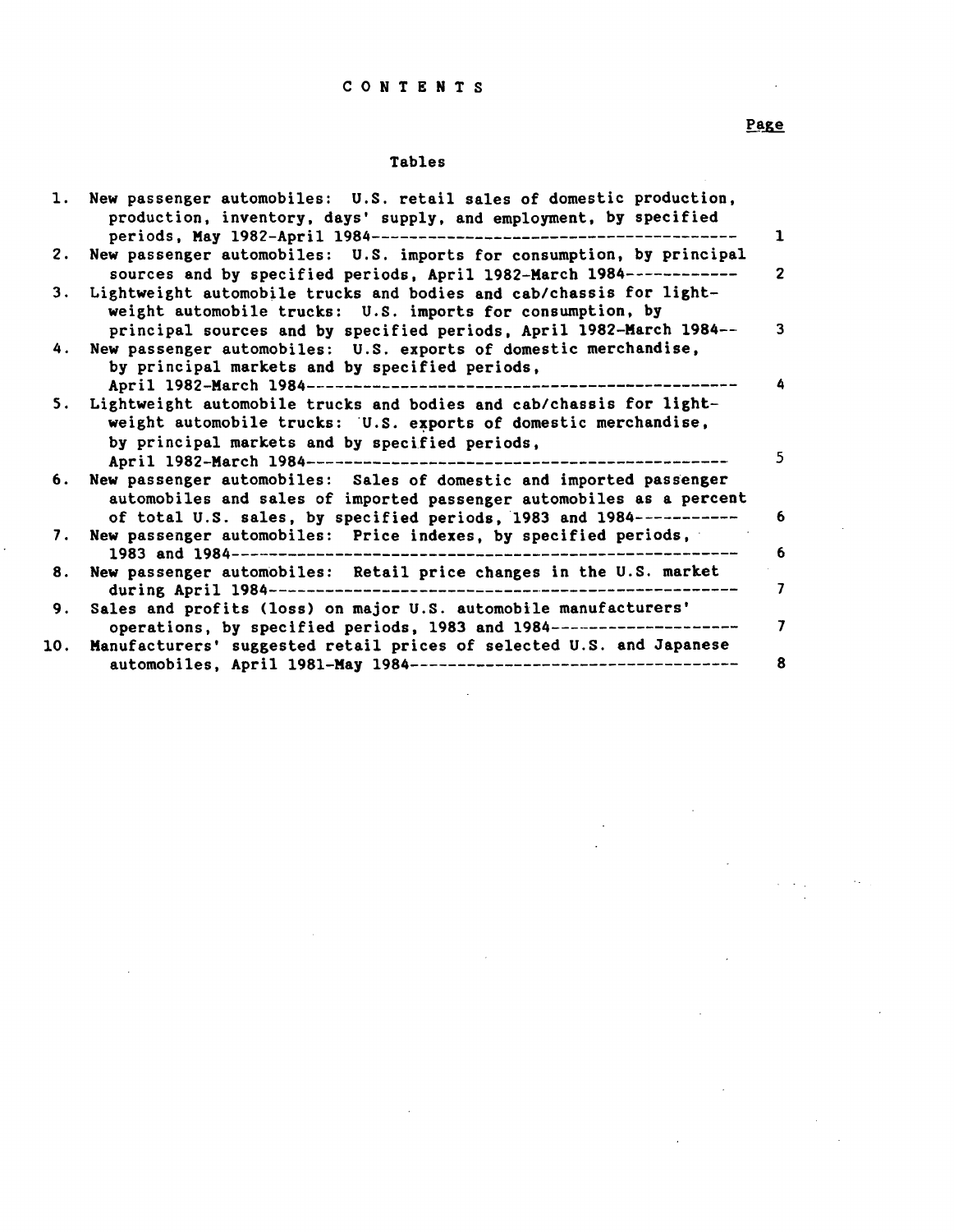# CONTENTS

Page

## Tables

| | | Page |
|---|---|---|
| 1. | New passenger automobiles: U.S. retail sales of domestic production, production, inventory, days' supply, and employment, by specified periods, May 1982-April 1984 | 1 |
| 2. | New passenger automobiles: U.S. imports for consumption, by principal sources and by specified periods, April 1982-March 1984 | 2 |
| 3. | Lightweight automobile trucks and bodies and cab/chassis for lightweight automobile trucks: U.S. imports for consumption, by principal sources and by specified periods, April 1982-March 1984 | 3 |
| 4. | New passenger automobiles: U.S. exports of domestic merchandise, by principal markets and by specified periods, April 1982-March 1984 | 4 |
| 5. | Lightweight automobile trucks and bodies and cab/chassis for lightweight automobile trucks: U.S. exports of domestic merchandise, by principal markets and by specified periods, April 1982-March 1984 | 5 |
| 6. | New passenger automobiles: Sales of domestic and imported passenger automobiles and sales of imported passenger automobiles as a percent of total U.S. sales, by specified periods, 1983 and 1984 | 6 |
| 7. | New passenger automobiles: Price indexes, by specified periods, 1983 and 1984 | 6 |
| 8. | New passenger automobiles: Retail price changes in the U.S. market during April 1984 | 7 |
| 9. | Sales and profits (loss) on major U.S. automobile manufacturers' operations, by specified periods, 1983 and 1984 | 7 |
| 10. | Manufacturers' suggested retail prices of selected U.S. and Japanese automobiles, April 1981-May 1984 | 8 |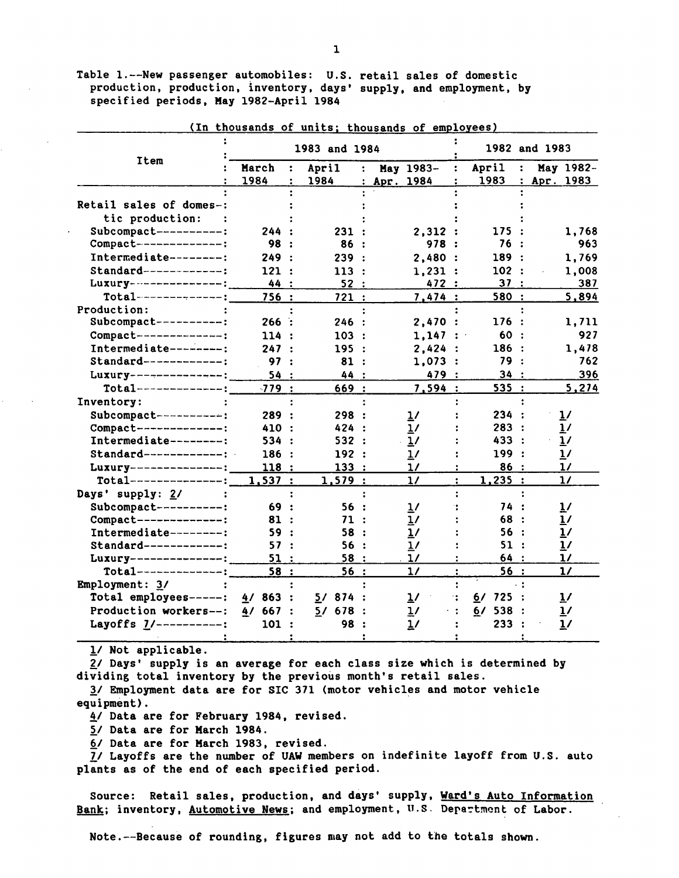Table 1.--New passenger automobiles: U.S. retail sales of domestic production, production, inventory, days' supply, and employment, by specified periods, May 1982-April 1984

(In thousands of units; thousands of employees)

| Item | 1983 and 1984 | | | 1982 and 1983 | |
|---|---|---|---|---|---|
| | March 1984 | April 1984 | May 1983-Apr. 1984 | April 1983 | May 1982-Apr. 1983 |
| Retail sales of domestic production: | | | | | |
| Subcompact | 244 | 231 | 2,312 | 175 | 1,768 |
| Compact | 98 | 86 | 978 | 76 | 963 |
| Intermediate | 249 | 239 | 2,480 | 189 | 1,769 |
| Standard | 121 | 113 | 1,231 | 102 | 1,008 |
| Luxury | 44 | 52 | 472 | 37 | 387 |
| Total | 756 | 721 | 7,474 | 580 | 5,894 |
| Production: | | | | | |
| Subcompact | 266 | 246 | 2,470 | 176 | 1,711 |
| Compact | 114 | 103 | 1,147 | 60 | 927 |
| Intermediate | 247 | 195 | 2,424 | 186 | 1,478 |
| Standard | 97 | 81 | 1,073 | 79 | 762 |
| Luxury | 54 | 44 | 479 | 34 | 396 |
| Total | 779 | 669 | 7,594 | 535 | 5,274 |
| Inventory: | | | | | |
| Subcompact | 289 | 298 | 1/ | 234 | 1/ |
| Compact | 410 | 424 | 1/ | 283 | 1/ |
| Intermediate | 534 | 532 | 1/ | 433 | 1/ |
| Standard | 186 | 192 | 1/ | 199 | 1/ |
| Luxury | 118 | 133 | 1/ | 86 | 1/ |
| Total | 1,537 | 1,579 | 1/ | 1,235 | 1/ |
| Days' supply: 2/ | | | | | |
| Subcompact | 69 | 56 | 1/ | 74 | 1/ |
| Compact | 81 | 71 | 1/ | 68 | 1/ |
| Intermediate | 59 | 58 | 1/ | 56 | 1/ |
| Standard | 57 | 56 | 1/ | 51 | 1/ |
| Luxury | 51 | 58 | 1/ | 64 | 1/ |
| Total | 58 | 56 | 1/ | 56 | 1/ |
| Employment: 3/ | | | | | |
| Total employees | 4/ 863 | 5/ 874 | 1/ | 6/ 725 | 1/ |
| Production workers | 4/ 667 | 5/ 678 | 1/ | 6/ 538 | 1/ |
| Layoffs 7/ | 101 | 98 | 1/ | 233 | 1/ |

1/ Not applicable.

2/ Days' supply is an average for each class size which is determined by dividing total inventory by the previous month's retail sales.

3/ Employment data are for SIC 371 (motor vehicles and motor vehicle equipment).

4/ Data are for February 1984, revised.

5/ Data are for March 1984.

6/ Data are for March 1983, revised.

7/ Layoffs are the number of UAW members on indefinite layoff from U.S. auto plants as of the end of each specified period.

Source: Retail sales, production, and days' supply, Ward's Auto Information Bank; inventory, Automotive News; and employment, U.S. Department of Labor.

Note.--Because of rounding, figures may not add to the totals shown.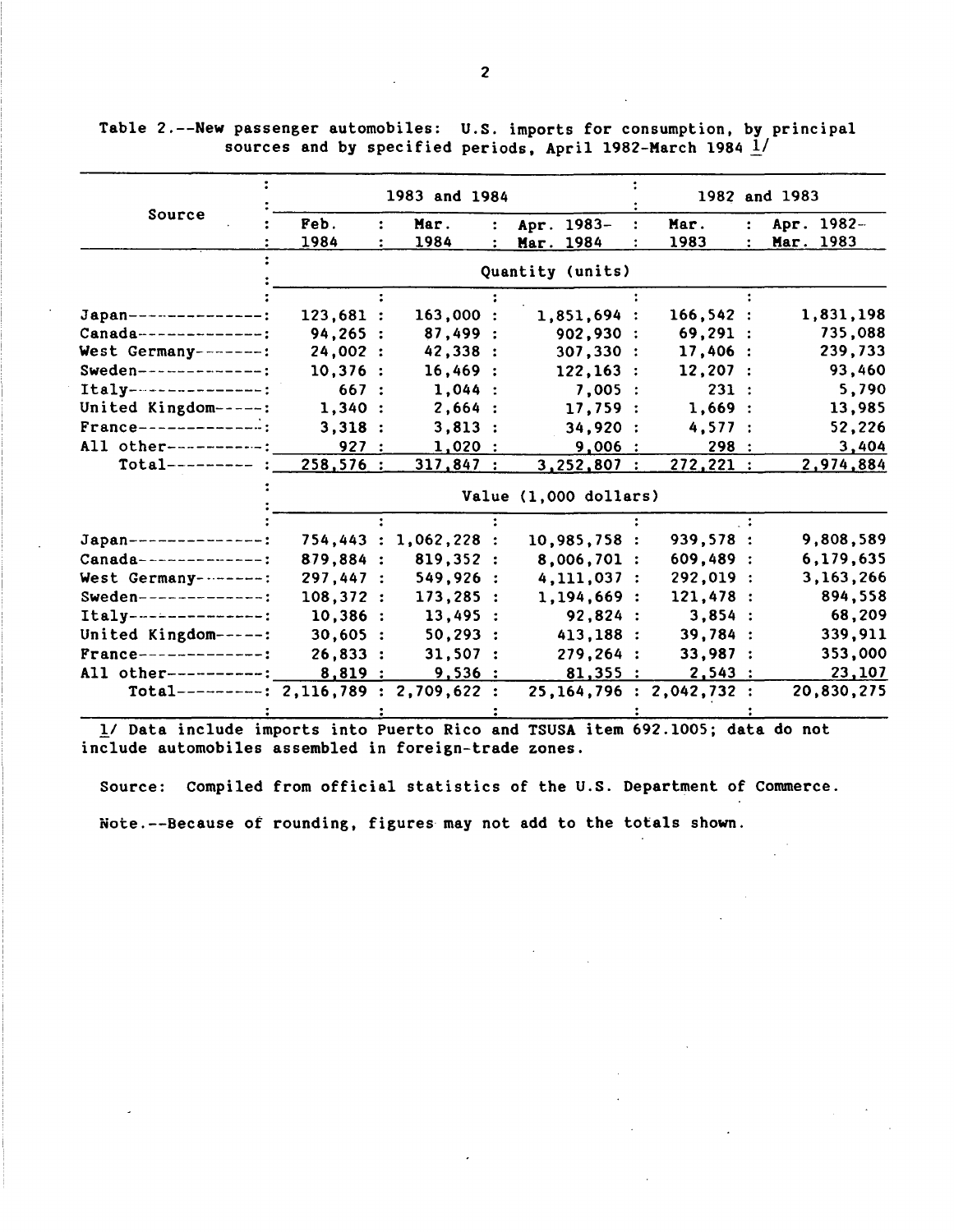Table 2.--New passenger automobiles: U.S. imports for consumption, by principal sources and by specified periods, April 1982-March 1984 1/

| Source | 1983 and 1984 | | | 1982 and 1983 | |
|---|---|---|---|---|---|
| | Feb. 1984 | Mar. 1984 | Apr. 1983- Mar. 1984 | Mar. 1983 | Apr. 1982- Mar. 1983 |
| | Quantity (units) | | | | |
| Japan | 123,681 | 163,000 | 1,851,694 | 166,542 | 1,831,198 |
| Canada | 94,265 | 87,499 | 902,930 | 69,291 | 735,088 |
| West Germany | 24,002 | 42,338 | 307,330 | 17,406 | 239,733 |
| Sweden | 10,376 | 16,469 | 122,163 | 12,207 | 93,460 |
| Italy | 667 | 1,044 | 7,005 | 231 | 5,790 |
| United Kingdom | 1,340 | 2,664 | 17,759 | 1,669 | 13,985 |
| France | 3,318 | 3,813 | 34,920 | 4,577 | 52,226 |
| All other | 927 | 1,020 | 9,006 | 298 | 3,404 |
| Total | 258,576 | 317,847 | 3,252,807 | 272,221 | 2,974,884 |
| | Value (1,000 dollars) | | | | |
| Japan | 754,443 | 1,062,228 | 10,985,758 | 939,578 | 9,808,589 |
| Canada | 879,884 | 819,352 | 8,006,701 | 609,489 | 6,179,635 |
| West Germany | 297,447 | 549,926 | 4,111,037 | 292,019 | 3,163,266 |
| Sweden | 108,372 | 173,285 | 1,194,669 | 121,478 | 894,558 |
| Italy | 10,386 | 13,495 | 92,824 | 3,854 | 68,209 |
| United Kingdom | 30,605 | 50,293 | 413,188 | 39,784 | 339,911 |
| France | 26,833 | 31,507 | 279,264 | 33,987 | 353,000 |
| All other | 8,819 | 9,536 | 81,355 | 2,543 | 23,107 |
| Total | 2,116,789 | 2,709,622 | 25,164,796 | 2,042,732 | 20,830,275 |

1/ Data include imports into Puerto Rico and TSUSA item 692.1005; data do not include automobiles assembled in foreign-trade zones.

Source: Compiled from official statistics of the U.S. Department of Commerce.

Note.--Because of rounding, figures may not add to the totals shown.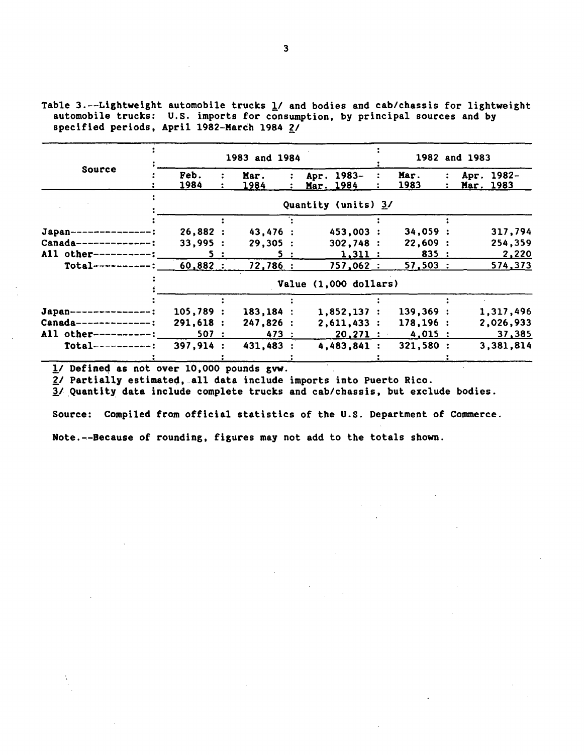Table 3.--Lightweight automobile trucks 1/ and bodies and cab/chassis for lightweight automobile trucks: U.S. imports for consumption, by principal sources and by specified periods, April 1982-March 1984 2/

| Source | 1983 and 1984 | | | 1982 and 1983 | |
|---|---|---|---|---|---|
| | Feb. 1984 | Mar. 1984 | Apr. 1983-Mar. 1984 | Mar. 1983 | Apr. 1982-Mar. 1983 |
| | Quantity (units) 3/ | | | | |
| Japan | 26,882 | 43,476 | 453,003 | 34,059 | 317,794 |
| Canada | 33,995 | 29,305 | 302,748 | 22,609 | 254,359 |
| All other | 5 | 5 | 1,311 | 835 | 2,220 |
| Total | 60,882 | 72,786 | 757,062 | 57,503 | 574,373 |
| | Value (1,000 dollars) | | | | |
| Japan | 105,789 | 183,184 | 1,852,137 | 139,369 | 1,317,496 |
| Canada | 291,618 | 247,826 | 2,611,433 | 178,196 | 2,026,933 |
| All other | 507 | 473 | 20,271 | 4,015 | 37,385 |
| Total | 397,914 | 431,483 | 4,483,841 | 321,580 | 3,381,814 |

1/ Defined as not over 10,000 pounds gvw.
2/ Partially estimated, all data include imports into Puerto Rico.
3/ Quantity data include complete trucks and cab/chassis, but exclude bodies.

Source: Compiled from official statistics of the U.S. Department of Commerce.

Note.--Because of rounding, figures may not add to the totals shown.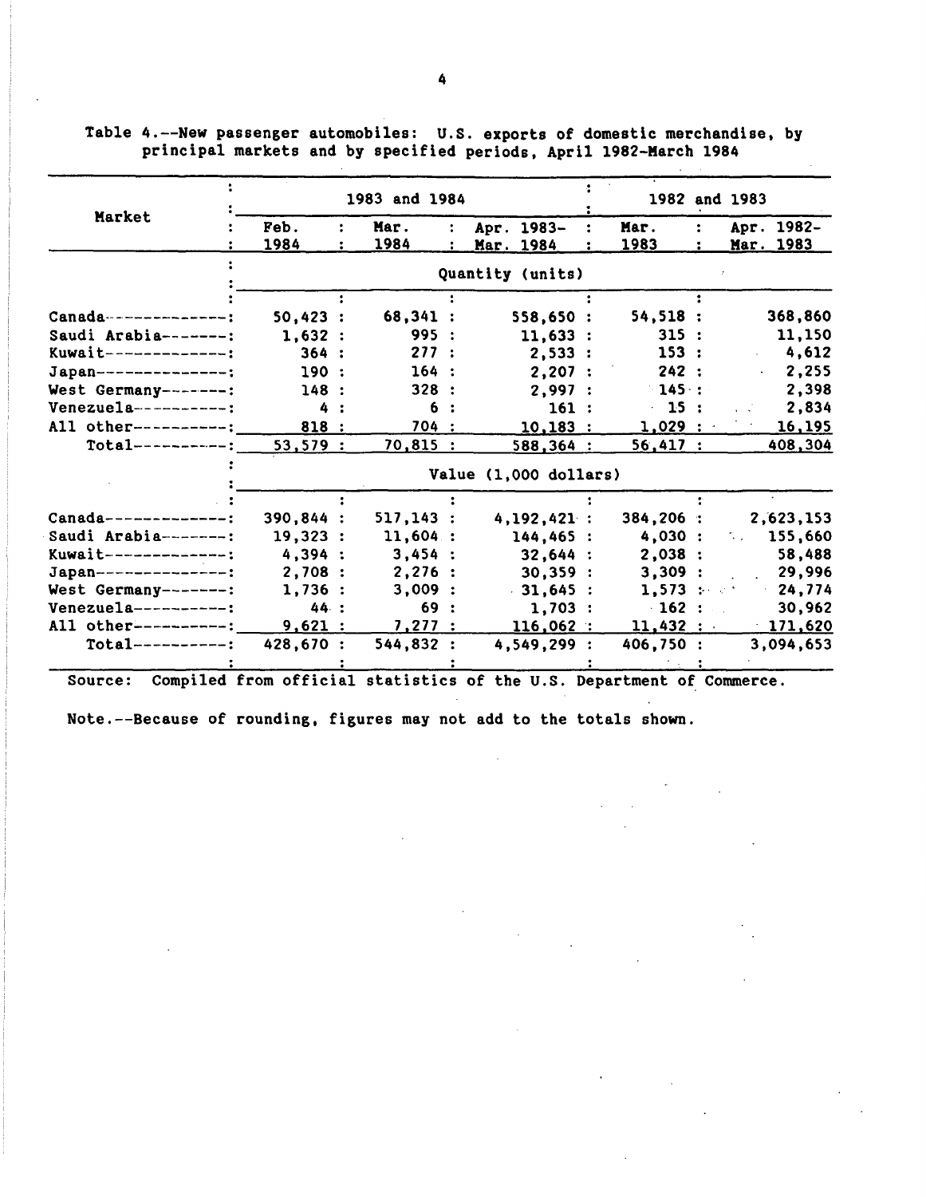Table 4.--New passenger automobiles: U.S. exports of domestic merchandise, by principal markets and by specified periods, April 1982-March 1984

| Market | 1983 and 1984 | | | 1982 and 1983 | |
|---|---|---|---|---|---|
| | Feb. 1984 | Mar. 1984 | Apr. 1983-Mar. 1984 | Mar. 1983 | Apr. 1982-Mar. 1983 |
| | Quantity (units) | | | | |
| Canada | 50,423 | 68,341 | 558,650 | 54,518 | 368,860 |
| Saudi Arabia | 1,632 | 995 | 11,633 | 315 | 11,150 |
| Kuwait | 364 | 277 | 2,533 | 153 | 4,612 |
| Japan | 190 | 164 | 2,207 | 242 | 2,255 |
| West Germany | 148 | 328 | 2,997 | 145 | 2,398 |
| Venezuela | 4 | 6 | 161 | 15 | 2,834 |
| All other | 818 | 704 | 10,183 | 1,029 | 16,195 |
| Total | 53,579 | 70,815 | 588,364 | 56,417 | 408,304 |
| | Value (1,000 dollars) | | | | |
| Canada | 390,844 | 517,143 | 4,192,421 | 384,206 | 2,623,153 |
| Saudi Arabia | 19,323 | 11,604 | 144,465 | 4,030 | 155,660 |
| Kuwait | 4,394 | 3,454 | 32,644 | 2,038 | 58,488 |
| Japan | 2,708 | 2,276 | 30,359 | 3,309 | 29,996 |
| West Germany | 1,736 | 3,009 | 31,645 | 1,573 | 24,774 |
| Venezuela | 44 | 69 | 1,703 | 162 | 30,962 |
| All other | 9,621 | 7,277 | 116,062 | 11,432 | 171,620 |
| Total | 428,670 | 544,832 | 4,549,299 | 406,750 | 3,094,653 |

Source: Compiled from official statistics of the U.S. Department of Commerce.

Note.--Because of rounding, figures may not add to the totals shown.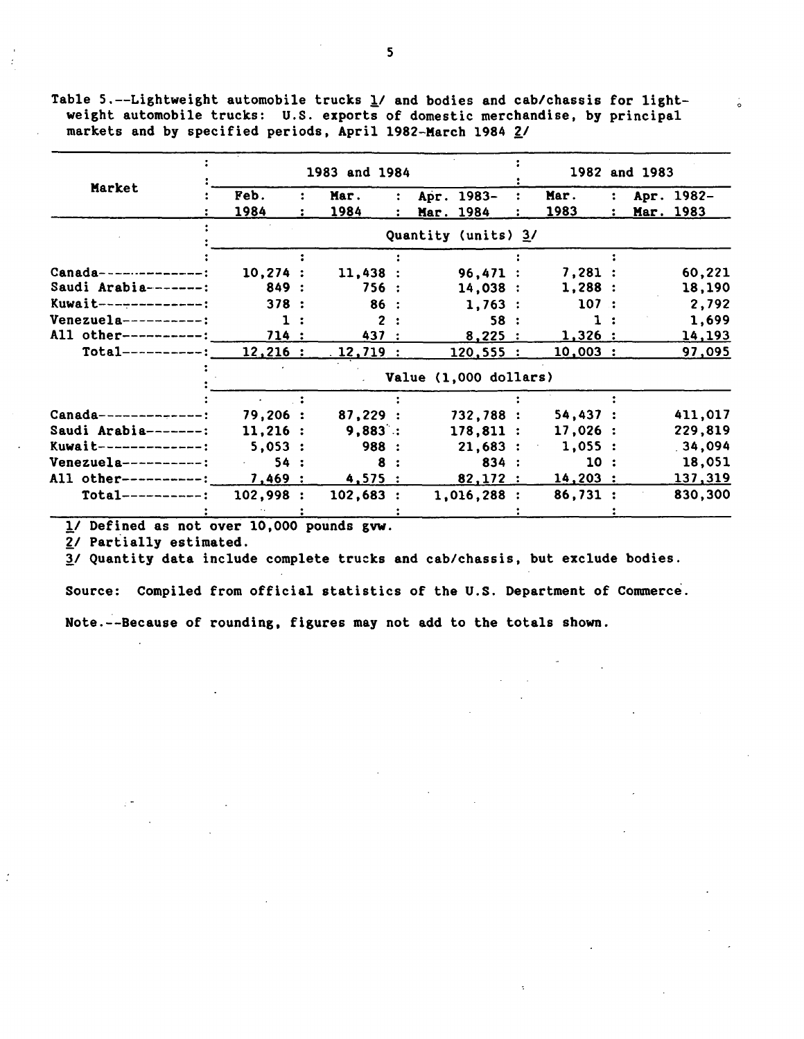Table 5.--Lightweight automobile trucks 1/ and bodies and cab/chassis for lightweight automobile trucks: U.S. exports of domestic merchandise, by principal markets and by specified periods, April 1982-March 1984 2/

| Market | 1983 and 1984 | | | 1982 and 1983 | |
|---|---|---|---|---|---|
| | Feb. 1984 | Mar. 1984 | Apr. 1983-Mar. 1984 | Mar. 1983 | Apr. 1982-Mar. 1983 |
| | Quantity (units) 3/ | | | | |
| Canada | 10,274 | 11,438 | 96,471 | 7,281 | 60,221 |
| Saudi Arabia | 849 | 756 | 14,038 | 1,288 | 18,190 |
| Kuwait | 378 | 86 | 1,763 | 107 | 2,792 |
| Venezuela | 1 | 2 | 58 | 1 | 1,699 |
| All other | 714 | 437 | 8,225 | 1,326 | 14,193 |
| Total | 12,216 | 12,719 | 120,555 | 10,003 | 97,095 |
| | Value (1,000 dollars) | | | | |
| Canada | 79,206 | 87,229 | 732,788 | 54,437 | 411,017 |
| Saudi Arabia | 11,216 | 9,883 | 178,811 | 17,026 | 229,819 |
| Kuwait | 5,053 | 988 | 21,683 | 1,055 | 34,094 |
| Venezuela | 54 | 8 | 834 | 10 | 18,051 |
| All other | 7,469 | 4,575 | 82,172 | 14,203 | 137,319 |
| Total | 102,998 | 102,683 | 1,016,288 | 86,731 | 830,300 |

1/ Defined as not over 10,000 pounds gvw.

2/ Partially estimated.

3/ Quantity data include complete trucks and cab/chassis, but exclude bodies.

Source: Compiled from official statistics of the U.S. Department of Commerce.

Note.--Because of rounding, figures may not add to the totals shown.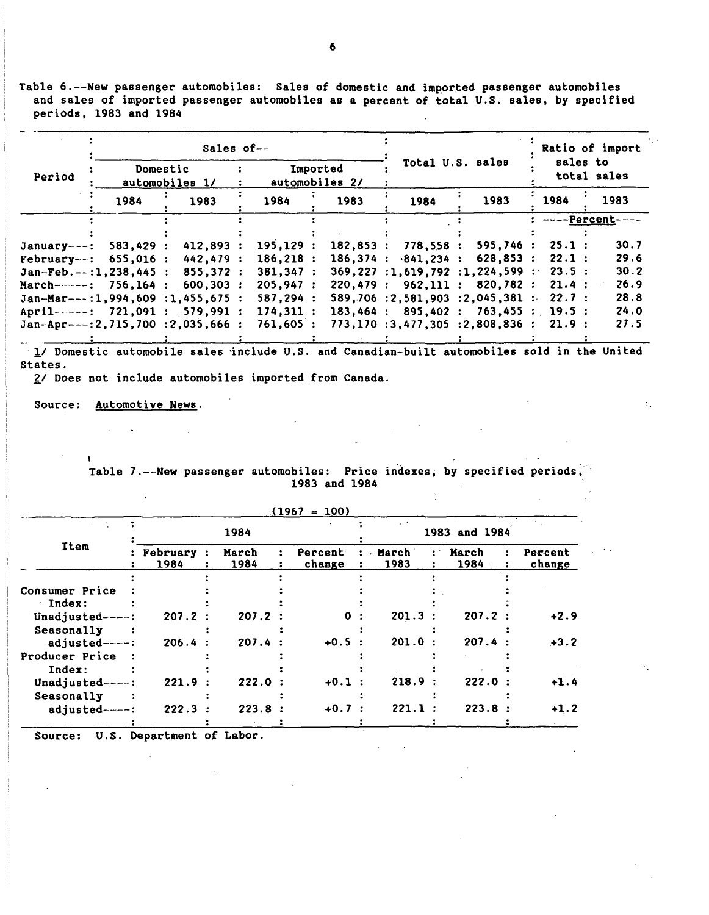Table 6.--New passenger automobiles: Sales of domestic and imported passenger automobiles and sales of imported passenger automobiles as a percent of total U.S. sales, by specified periods, 1983 and 1984

| Period | Sales of-- | | | | Total U.S. sales | | Ratio of import sales to total sales | |
|---|---|---|---|---|---|---|---|---|
| | Domestic automobiles 1/ | | Imported automobiles 2/ | | | | | |
| | 1984 | 1983 | 1984 | 1983 | 1984 | 1983 | 1984 | 1983 |
| | | | | | | | ----Percent---- | |
| January | 583,429 | 412,893 | 195,129 | 182,853 | 778,558 | 595,746 | 25.1 | 30.7 |
| February | 655,016 | 442,479 | 186,218 | 186,374 | 841,234 | 628,853 | 22.1 | 29.6 |
| Jan-Feb. | 1,238,445 | 855,372 | 381,347 | 369,227 | 1,619,792 | 1,224,599 | 23.5 | 30.2 |
| March | 756,164 | 600,303 | 205,947 | 220,479 | 962,111 | 820,782 | 21.4 | 26.9 |
| Jan-Mar | 1,994,609 | 1,455,675 | 587,294 | 589,706 | 2,581,903 | 2,045,381 | 22.7 | 28.8 |
| April | 721,091 | 579,991 | 174,311 | 183,464 | 895,402 | 763,455 | 19.5 | 24.0 |
| Jan-Apr | 2,715,700 | 2,035,666 | 761,605 | 773,170 | 3,477,305 | 2,808,836 | 21.9 | 27.5 |

1/ Domestic automobile sales include U.S. and Canadian-built automobiles sold in the United States.

2/ Does not include automobiles imported from Canada.

Source: Automotive News.

Table 7.--New passenger automobiles: Price indexes, by specified periods, 1983 and 1984

(1967 = 100)

| Item | 1984 | | | 1983 and 1984 | | |
|---|---|---|---|---|---|---|
| | February 1984 | March 1984 | Percent change | March 1983 | March 1984 | Percent change |
| Consumer Price Index: | | | | | | |
| Unadjusted | 207.2 | 207.2 | 0 | 201.3 | 207.2 | +2.9 |
| Seasonally adjusted | 206.4 | 207.4 | +0.5 | 201.0 | 207.4 | +3.2 |
| Producer Price Index: | | | | | | |
| Unadjusted | 221.9 | 222.0 | +0.1 | 218.9 | 222.0 | +1.4 |
| Seasonally adjusted | 222.3 | 223.8 | +0.7 | 221.1 | 223.8 | +1.2 |

Source: U.S. Department of Labor.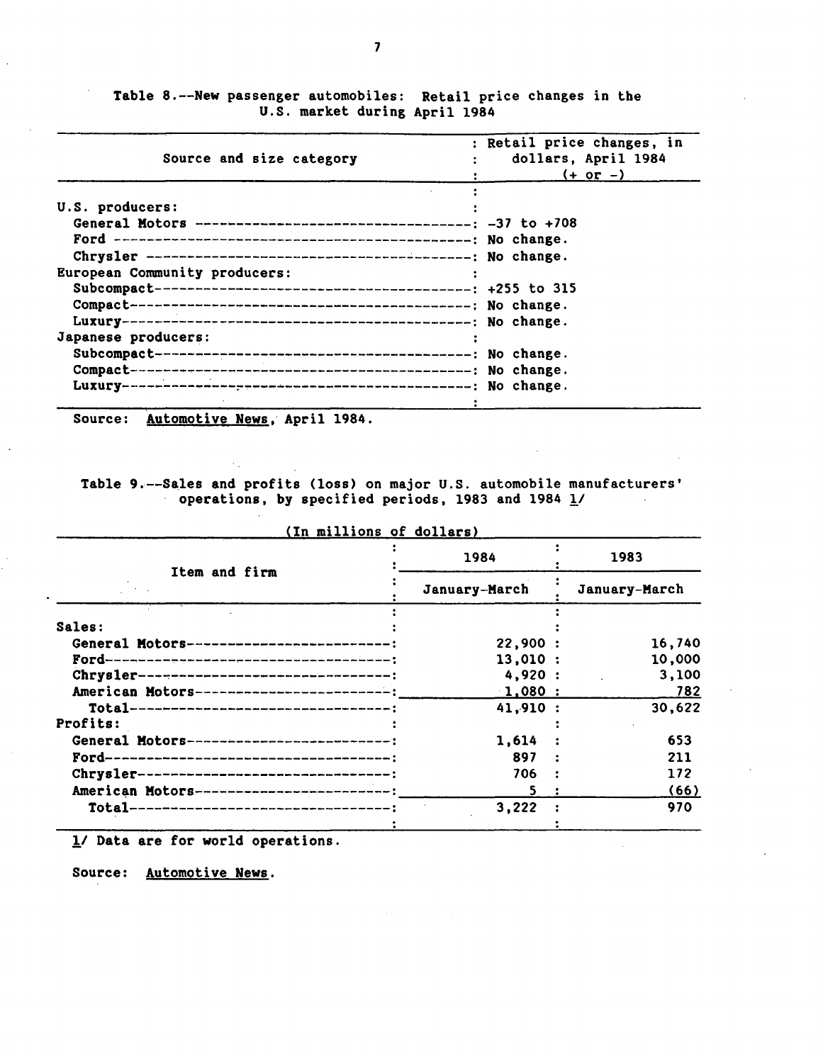Table 8.--New passenger automobiles: Retail price changes in the U.S. market during April 1984

| Source and size category | Retail price changes, in dollars, April 1984 (+ or -) |
|---|---|
| U.S. producers: | |
| General Motors | -37 to +708 |
| Ford | No change. |
| Chrysler | No change. |
| European Community producers: | |
| Subcompact | +255 to 315 |
| Compact | No change. |
| Luxury | No change. |
| Japanese producers: | |
| Subcompact | No change. |
| Compact | No change. |
| Luxury | No change. |

Source: Automotive News, April 1984.

Table 9.--Sales and profits (loss) on major U.S. automobile manufacturers' operations, by specified periods, 1983 and 1984 1/

(In millions of dollars)

| Item and firm | 1984 | 1983 |
|---|---|---|
| | January-March | January-March |
| Sales: | | |
| General Motors | 22,900 | 16,740 |
| Ford | 13,010 | 10,000 |
| Chrysler | 4,920 | 3,100 |
| American Motors | 1,080 | 782 |
| Total | 41,910 | 30,622 |
| Profits: | | |
| General Motors | 1,614 | 653 |
| Ford | 897 | 211 |
| Chrysler | 706 | 172 |
| American Motors | 5 | (66) |
| Total | 3,222 | 970 |

1/ Data are for world operations.

Source: Automotive News.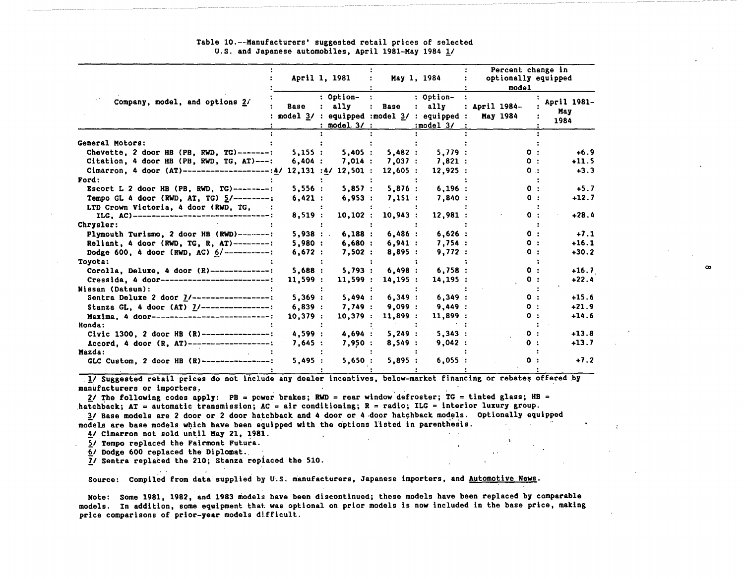Table 10.--Manufacturers' suggested retail prices of selected U.S. and Japanese automobiles, April 1981-May 1984 1/

| Company, model, and options 2/ | April 1, 1981 | | May 1, 1984 | | Percent change in optionally equipped model | |
|---|---|---|---|---|---|---|
| | Base model 3/ | Optionally equipped model 3/ | Base model 3/ | Optionally equipped model 3/ | April 1984-May 1984 | April 1981-May 1984 |
| General Motors: | | | | | | |
| Chevette, 2 door HB (PB, RWD, TG) | 5,155 | 5,405 | 5,482 | 5,779 | 0 | +6.9 |
| Citation, 4 door HB (PB, RWD, TG, AT) | 6,404 | 7,014 | 7,037 | 7,821 | 0 | +11.5 |
| Cimarron, 4 door (AT) | 4/ 12,131 | 4/ 12,501 | 12,605 | 12,925 | 0 | +3.3 |
| Ford: | | | | | | |
| Escort L 2 door HB (PB, RWD, TG) | 5,556 | 5,857 | 5,876 | 6,196 | 0 | +5.7 |
| Tempo GL 4 door (RWD, AT, TG) 5/ | 6,421 | 6,953 | 7,151 | 7,840 | 0 | +12.7 |
| LTD Crown Victoria, 4 door (RWD, TG, ILG, AC) | 8,519 | 10,102 | 10,943 | 12,981 | 0 | +28.4 |
| Chrysler: | | | | | | |
| Plymouth Turismo, 2 door HB (RWD) | 5,938 | 6,188 | 6,486 | 6,626 | 0 | +7.1 |
| Reliant, 4 door (RWD, TG, R, AT) | 5,980 | 6,680 | 6,941 | 7,754 | 0 | +16.1 |
| Dodge 600, 4 door (RWD, AC) 6/ | 6,672 | 7,502 | 8,895 | 9,772 | 0 | +30.2 |
| Toyota: | | | | | | |
| Corolla, Deluxe, 4 door (R) | 5,688 | 5,793 | 6,498 | 6,758 | 0 | +16.7 |
| Cressida, 4 door | 11,599 | 11,599 | 14,195 | 14,195 | 0 | +22.4 |
| Nissan (Datsun): | | | | | | |
| Sentra Deluxe 2 door 7/ | 5,369 | 5,494 | 6,349 | 6,349 | 0 | +15.6 |
| Stanza GL, 4 door (AT) 7/ | 6,839 | 7,749 | 9,099 | 9,449 | 0 | +21.9 |
| Maxima, 4 door | 10,379 | 10,379 | 11,899 | 11,899 | 0 | +14.6 |
| Honda: | | | | | | |
| Civic 1300, 2 door HB (R) | 4,599 | 4,694 | 5,249 | 5,343 | 0 | +13.8 |
| Accord, 4 door (R, AT) | 7,645 | 7,950 | 8,549 | 9,042 | 0 | +13.7 |
| Mazda: | | | | | | |
| GLC Custom, 2 door HB (R) | 5,495 | 5,650 | 5,895 | 6,055 | 0 | +7.2 |

1/ Suggested retail prices do not include any dealer incentives, below-market financing or rebates offered by manufacturers or importers.

2/ The following codes apply: PB = power brakes; RWD = rear window defroster; TG = tinted glass; HB = hatchback; AT = automatic transmission; AC = air conditioning; R = radio; ILG = interior luxury group.

3/ Base models are 2 door or 2 door hatchback and 4 door or 4 door hatchback models. Optionally equipped models are base models which have been equipped with the options listed in parenthesis.

4/ Cimarron not sold until May 21, 1981.

5/ Tempo replaced the Fairmont Futura.

6/ Dodge 600 replaced the Diplomat.

7/ Sentra replaced the 210; Stanza replaced the 510.

Source: Compiled from data supplied by U.S. manufacturers, Japanese importers, and Automotive News.

Note: Some 1981, 1982, and 1983 models have been discontinued; these models have been replaced by comparable models. In addition, some equipment that was optional on prior models is now included in the base price, making price comparisons of prior-year models difficult.